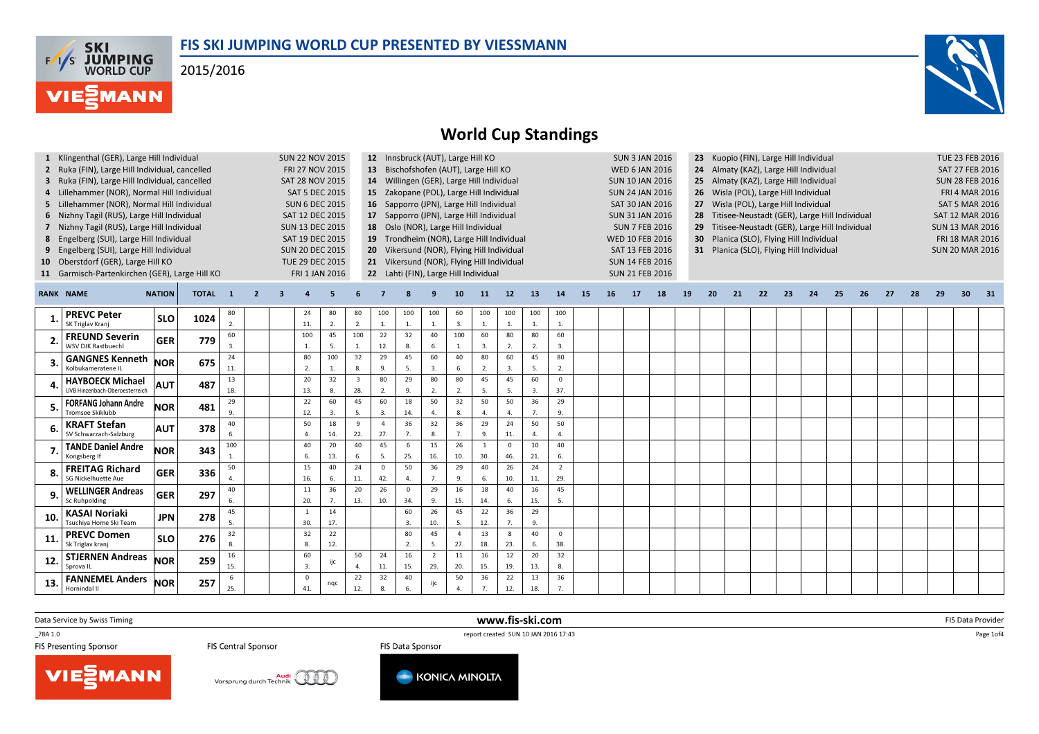# FIS SKI JUMPING WORLD CUP PRESENTED BY VIESSMANN

2015/2016

## World Cup Standings

| No. | Competition | Date |
|---|---|---|
| 1 | Klingenthal (GER), Large Hill Individual | SUN 22 NOV 2015 |
| 2 | Ruka (FIN), Large Hill Individual, cancelled | FRI 27 NOV 2015 |
| 3 | Ruka (FIN), Large Hill Individual, cancelled | SAT 28 NOV 2015 |
| 4 | Lillehammer (NOR), Normal Hill Individual | SAT 5 DEC 2015 |
| 5 | Lillehammer (NOR), Normal Hill Individual | SUN 6 DEC 2015 |
| 6 | Nizhny Tagil (RUS), Large Hill Individual | SAT 12 DEC 2015 |
| 7 | Nizhny Tagil (RUS), Large Hill Individual | SUN 13 DEC 2015 |
| 8 | Engelberg (SUI), Large Hill Individual | SAT 19 DEC 2015 |
| 9 | Engelberg (SUI), Large Hill Individual | SUN 20 DEC 2015 |
| 10 | Oberstdorf (GER), Large Hill KO | TUE 29 DEC 2015 |
| 11 | Garmisch-Partenkirchen (GER), Large Hill KO | FRI 1 JAN 2016 |
| 12 | Innsbruck (AUT), Large Hill KO | SUN 3 JAN 2016 |
| 13 | Bischofshofen (AUT), Large Hill KO | WED 6 JAN 2016 |
| 14 | Willingen (GER), Large Hill Individual | SUN 10 JAN 2016 |
| 15 | Zakopane (POL), Large Hill Individual | SUN 24 JAN 2016 |
| 16 | Sapporro (JPN), Large Hill Individual | SAT 30 JAN 2016 |
| 17 | Sapporro (JPN), Large Hill Individual | SUN 31 JAN 2016 |
| 18 | Oslo (NOR), Large Hill Individual | SUN 7 FEB 2016 |
| 19 | Trondheim (NOR), Large Hill Individual | WED 10 FEB 2016 |
| 20 | Vikersund (NOR), Flying Hill Individual | SAT 13 FEB 2016 |
| 21 | Vikersund (NOR), Flying Hill Individual | SUN 14 FEB 2016 |
| 22 | Lahti (FIN), Large Hill Individual | SUN 21 FEB 2016 |
| 23 | Kuopio (FIN), Large Hill Individual | TUE 23 FEB 2016 |
| 24 | Almaty (KAZ), Large Hill Individual | SAT 27 FEB 2016 |
| 25 | Almaty (KAZ), Large Hill Individual | SUN 28 FEB 2016 |
| 26 | Wisla (POL), Large Hill Individual | FRI 4 MAR 2016 |
| 27 | Wisla (POL), Large Hill Individual | SAT 5 MAR 2016 |
| 28 | Titisee-Neustadt (GER), Large Hill Individual | SAT 12 MAR 2016 |
| 29 | Titisee-Neustadt (GER), Large Hill Individual | SUN 13 MAR 2016 |
| 30 | Planica (SLO), Flying Hill Individual | FRI 18 MAR 2016 |
| 31 | Planica (SLO), Flying Hill Individual | SUN 20 MAR 2016 |

| RANK | NAME | NATION | TOTAL | 1 | 2 | 3 | 4 | 5 | 6 | 7 | 8 | 9 | 10 | 11 | 12 | 13 | 14 | 15 | 16 | 17 | 18 | 19 | 20 | 21 | 22 | 23 | 24 | 25 | 26 | 27 | 28 | 29 | 30 | 31 |
|---|---|---|---|---|---|---|---|---|---|---|---|---|---|---|---|---|---|---|---|---|---|---|---|---|---|---|---|---|---|---|---|---|---|---|
| 1. | **PREVC Peter** SK Triglav Kranj | SLO | 1024 | 80 2. | | | 24 11. | 80 2. | 80 2. | 100 1. | 100 1. | 100 1. | 60 3. | 100 1. | 100 1. | 100 1. | 100 1. | | | | | | | | | | | | | | | | | |
| 2. | **FREUND Severin** WSV DJK Rastbuechl | GER | 779 | 60 3. | | | 100 1. | 45 5. | 100 1. | 22 12. | 32 8. | 40 6. | 100 1. | 60 3. | 80 2. | 80 2. | 60 3. | | | | | | | | | | | | | | | | | |
| 3. | **GANGNES Kenneth** Kolbukameratene IL | NOR | 675 | 24 11. | | | 80 2. | 100 1. | 32 8. | 29 9. | 45 5. | 60 3. | 40 6. | 80 2. | 60 3. | 45 5. | 80 2. | | | | | | | | | | | | | | | | | |
| 4. | **HAYBOECK Michael** UVB Hinzenbach-Oberoesterreich | AUT | 487 | 13 18. | | | 20 13. | 32 8. | 3 28. | 80 2. | 29 9. | 80 2. | 80 2. | 45 5. | 45 5. | 60 3. | 0 37. | | | | | | | | | | | | | | | | | |
| 5. | **FORFANG Johann Andre** Tromsoe Skiklubb | NOR | 481 | 29 9. | | | 22 12. | 60 3. | 45 5. | 60 3. | 18 14. | 50 4. | 32 8. | 50 4. | 50 4. | 36 7. | 29 9. | | | | | | | | | | | | | | | | | |
| 6. | **KRAFT Stefan** SV Schwarzach-Salzburg | AUT | 378 | 40 6. | | | 50 4. | 18 14. | 9 22. | 4 27. | 36 7. | 32 8. | 36 7. | 29 9. | 24 11. | 50 4. | 50 4. | | | | | | | | | | | | | | | | | |
| 7. | **TANDE Daniel Andre** Kongsberg If | NOR | 343 | 100 1. | | | 40 6. | 20 13. | 40 6. | 45 5. | 6 25. | 15 16. | 26 10. | 1 30. | 0 46. | 10 21. | 40 6. | | | | | | | | | | | | | | | | | |
| 8. | **FREITAG Richard** SG Nickelhuette Aue | GER | 336 | 50 4. | | | 15 16. | 40 6. | 24 11. | 0 42. | 50 4. | 36 7. | 29 9. | 40 6. | 26 10. | 24 11. | 2 29. | | | | | | | | | | | | | | | | | |
| 9. | **WELLINGER Andreas** Sc Ruhpolding | GER | 297 | 40 6. | | | 11 20. | 36 7. | 20 13. | 26 10. | 0 34. | 29 9. | 16 15. | 18 14. | 40 6. | 16 15. | 45 5. | | | | | | | | | | | | | | | | | |
| 10. | **KASAI Noriaki** Tsuchiya Home Ski Team | JPN | 278 | 45 5. | | | 1 30. | 14 17. | | | 60 3. | 26 10. | 45 5. | 22 12. | 36 7. | 29 9. | | | | | | | | | | | | | | | | | | |
| 11. | **PREVC Domen** Sk Triglav kranj | SLO | 276 | 32 8. | | | 32 8. | 22 12. | | | 80 2. | 45 5. | 4 27. | 13 18. | 8 23. | 40 6. | 0 38. | | | | | | | | | | | | | | | | | |
| 12. | **STJERNEN Andreas** Sprova IL | NOR | 259 | 16 15. | | | 60 3. | ijc | 50 4. | 24 11. | 16 15. | 2 29. | 11 20. | 16 15. | 12 19. | 20 13. | 32 8. | | | | | | | | | | | | | | | | | |
| 13. | **FANNEMEL Anders** Hornindal Il | NOR | 257 | 6 25. | | | 0 41. | nqc | 22 12. | 32 8. | 40 6. | ijc | 50 4. | 36 7. | 22 12. | 13 18. | 36 7. | | | | | | | | | | | | | | | | | |

Data Service by Swiss Timing — www.fis-ski.com — FIS Data Provider

_78A 1.0 — report created SUN 10 JAN 2016 17:43

FIS Presenting Sponsor — FIS Central Sponsor — FIS Data Sponsor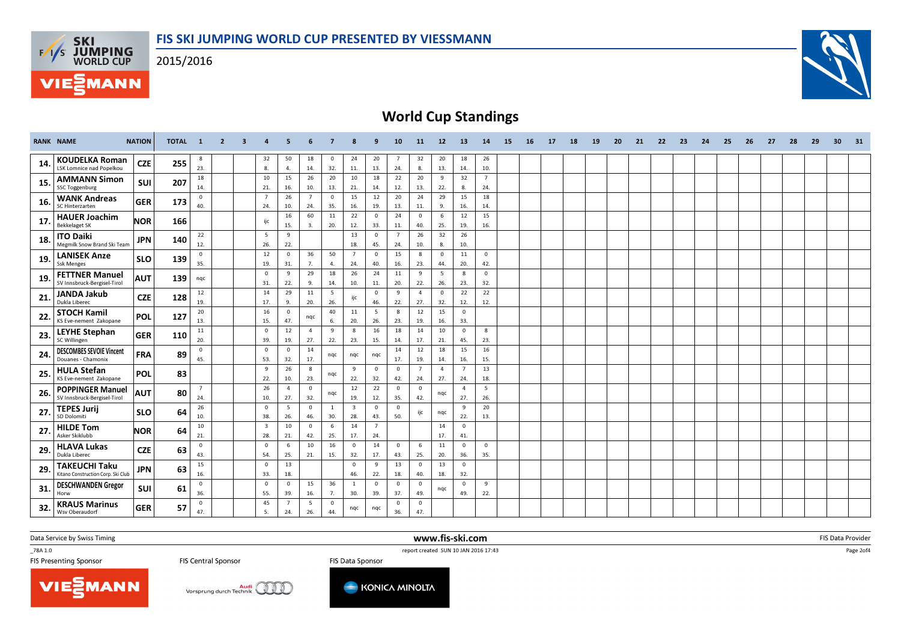## FIS SKI JUMPING WORLD CUP PRESENTED BY VIESSMANN

2015/2016

# World Cup Standings

| RANK | NAME | NATION | TOTAL | 1 | 2 | 3 | 4 | 5 | 6 | 7 | 8 | 9 | 10 | 11 | 12 | 13 | 14 | 15 | 16 | 17 | 18 | 19 | 20 | 21 | 22 | 23 | 24 | 25 | 26 | 27 | 28 | 29 | 30 | 31 |
|---|---|---|---|---|---|---|---|---|---|---|---|---|---|---|---|---|---|---|---|---|---|---|---|---|---|---|---|---|---|---|---|---|---|---|
| 14. | **KOUDELKA Roman** LSK Lomnice nad Popelkou | CZE | 255 | 8 23. | | | 32 8. | 50 4. | 18 14. | 0 32. | 24 11. | 20 13. | 7 24. | 32 8. | 20 13. | 18 14. | 26 10. | | | | | | | | | | | | | | | | | |
| 15. | **AMMANN Simon** SSC Toggenburg | SUI | 207 | 18 14. | | | 10 21. | 15 16. | 26 10. | 20 13. | 10 21. | 18 14. | 22 12. | 20 13. | 9 22. | 32 8. | 7 24. | | | | | | | | | | | | | | | | | |
| 16. | **WANK Andreas** SC Hinterzarten | GER | 173 | 0 40. | | | 7 24. | 26 10. | 7 24. | 0 35. | 15 16. | 12 19. | 20 13. | 24 11. | 29 9. | 15 16. | 18 14. | | | | | | | | | | | | | | | | | |
| 17. | **HAUER Joachim** Bekkelaget SK | NOR | 166 | | | | ijc | 16 15. | 60 3. | 11 20. | 22 12. | 0 33. | 24 11. | 0 40. | 6 25. | 12 19. | 15 16. | | | | | | | | | | | | | | | | | |
| 18. | **ITO Daiki** Megmilk Snow Brand Ski Team | JPN | 140 | 22 12. | | | 5 26. | 9 22. | | | 13 18. | 0 45. | 7 24. | 26 10. | 32 8. | 26 10. | | | | | | | | | | | | | | | | | | |
| 19. | **LANISEK Anze** Ssk Menges | SLO | 139 | 0 35. | | | 12 19. | 0 31. | 36 7. | 50 4. | 7 24. | 0 40. | 15 16. | 8 23. | 0 44. | 11 20. | 0 42. | | | | | | | | | | | | | | | | | |
| 19. | **FETTNER Manuel** SV Innsbruck-Bergisel-Tirol | AUT | 139 | nqc | | | 0 31. | 9 22. | 29 9. | 18 14. | 26 10. | 24 11. | 11 20. | 9 22. | 5 26. | 8 23. | 0 32. | | | | | | | | | | | | | | | | | |
| 21. | **JANDA Jakub** Dukla Liberec | CZE | 128 | 12 19. | | | 14 17. | 29 9. | 11 20. | 5 26. | ijc | 0 46. | 9 22. | 4 27. | 0 32. | 22 12. | 22 12. | | | | | | | | | | | | | | | | | |
| 22. | **STOCH Kamil** KS Eve-nement Zakopane | POL | 127 | 20 13. | | | 16 15. | 0 47. | nqc | 40 6. | 11 20. | 5 26. | 8 23. | 12 19. | 15 16. | 0 33. | | | | | | | | | | | | | | | | | | |
| 23. | **LEYHE Stephan** SC Willingen | GER | 110 | 11 20. | | | 0 39. | 12 19. | 4 27. | 9 22. | 8 23. | 16 15. | 18 14. | 14 17. | 10 21. | 0 45. | 8 23. | | | | | | | | | | | | | | | | | |
| 24. | **DESCOMBES SEVOIE Vincent** Douanes - Chamonix | FRA | 89 | 0 45. | | | 0 53. | 0 32. | 14 17. | nqc | nqc | nqc | 14 17. | 12 19. | 18 14. | 15 16. | 16 15. | | | | | | | | | | | | | | | | | |
| 25. | **HULA Stefan** KS Eve-nement Zakopane | POL | 83 | | | | 9 22. | 26 10. | 8 23. | nqc | 9 22. | 0 32. | 0 42. | 7 24. | 4 27. | 7 24. | 13 18. | | | | | | | | | | | | | | | | | |
| 26. | **POPPINGER Manuel** SV Innsbruck-Bergisel-Tirol | AUT | 80 | 7 24. | | | 26 10. | 4 27. | 0 32. | nqc | 12 19. | 22 12. | 0 35. | 0 42. | nqc | 4 27. | 5 26. | | | | | | | | | | | | | | | | | |
| 27. | **TEPES Jurij** SD Dolomiti | SLO | 64 | 26 10. | | | 0 38. | 5 26. | 0 46. | 1 30. | 3 28. | 0 43. | 0 50. | ijc | nqc | 9 22. | 20 13. | | | | | | | | | | | | | | | | | |
| 27. | **HILDE Tom** Asker Skiklubb | NOR | 64 | 10 21. | | | 3 28. | 10 21. | 0 42. | 6 25. | 14 17. | 7 24. | | | 14 17. | 0 41. | | | | | | | | | | | | | | | | | | |
| 29. | **HLAVA Lukas** Dukla Liberec | CZE | 63 | 0 43. | | | 0 54. | 6 25. | 10 21. | 16 15. | 0 32. | 14 17. | 0 43. | 6 25. | 11 20. | 0 36. | 0 35. | | | | | | | | | | | | | | | | | |
| 29. | **TAKEUCHI Taku** Kitano Construction Corp. Ski Club | JPN | 63 | 15 16. | | | 0 33. | 13 18. | | | 0 46. | 9 22. | 13 18. | 0 40. | 13 18. | 0 32. | | | | | | | | | | | | | | | | | | |
| 31. | **DESCHWANDEN Gregor** Horw | SUI | 61 | 0 36. | | | 0 55. | 0 39. | 15 16. | 36 7. | 1 30. | 0 39. | 0 37. | 0 49. | nqc | 0 49. | 9 22. | | | | | | | | | | | | | | | | | |
| 32. | **KRAUS Marinus** Wsv Oberaudorf | GER | 57 | 0 47. | | | 45 5. | 7 24. | 5 26. | 0 44. | nqc | nqc | 0 36. | 0 47. | | | | | | | | | | | | | | | | | | | | |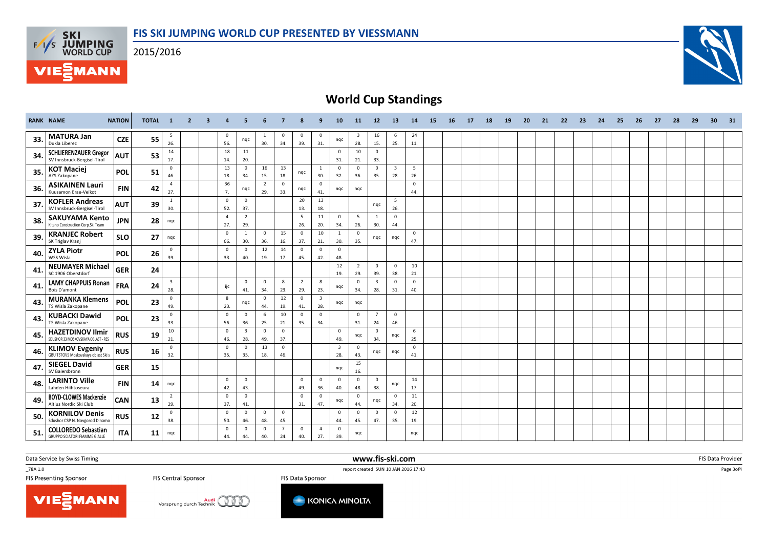# FIS SKI JUMPING WORLD CUP PRESENTED BY VIESSMANN

2015/2016

## World Cup Standings

| RANK | NAME | NATION | TOTAL | 1 | 2 | 3 | 4 | 5 | 6 | 7 | 8 | 9 | 10 | 11 | 12 | 13 | 14 | 15 | 16 | 17 | 18 | 19 | 20 | 21 | 22 | 23 | 24 | 25 | 26 | 27 | 28 | 29 | 30 | 31 |
|---|---|---|---|---|---|---|---|---|---|---|---|---|---|---|---|---|---|---|---|---|---|---|---|---|---|---|---|---|---|---|---|---|---|---|
| 33. | **MATURA Jan** Dukla Liberec | CZE | 55 | 5 26. | | | 0 56. | nqc | 1 30. | 0 34. | 0 39. | 0 31. | nqc | 3 28. | 16 15. | 6 25. | 24 11. | | | | | | | | | | | | | | | | | |
| 34. | **SCHLIERENZAUER Gregor** SV Innsbruck-Bergisel-Tirol | AUT | 53 | 14 17. | | | 18 14. | 11 20. | | | | | 0 31. | 10 21. | 0 33. | | | | | | | | | | | | | | | | | | | |
| 35. | **KOT Maciej** AZS Zakopane | POL | 51 | 0 46. | | | 13 18. | 0 34. | 16 15. | 13 18. | nqc | 1 30. | 0 32. | 0 36. | 0 35. | 3 28. | 5 26. | | | | | | | | | | | | | | | | | |
| 36. | **ASIKAINEN Lauri** Kuusamon Erae-Veikot | FIN | 42 | 4 27. | | | 36 7. | nqc | 2 29. | 0 33. | nqc | 0 41. | nqc | nqc | | | 0 44. | | | | | | | | | | | | | | | | | |
| 37. | **KOFLER Andreas** SV Innsbruck-Bergisel-Tirol | AUT | 39 | 1 30. | | | 0 52. | 0 37. | | | 20 13. | 13 18. | | | nqc | 5 26. | | | | | | | | | | | | | | | | | | |
| 38. | **SAKUYAMA Kento** Kitano Construction Corp.Ski Team | JPN | 28 | nqc | | | 4 27. | 2 29. | | | 5 26. | 11 20. | 0 34. | 5 26. | 1 30. | 0 44. | | | | | | | | | | | | | | | | | | |
| 39. | **KRANJEC Robert** SK Triglav Kranj | SLO | 27 | nqc | | | 0 66. | 1 30. | 0 36. | 15 16. | 0 37. | 10 21. | 1 30. | 0 35. | nqc | nqc | 0 47. | | | | | | | | | | | | | | | | | |
| 40. | **ZYLA Piotr** WSS Wisla | POL | 26 | 0 39. | | | 0 33. | 0 40. | 12 19. | 14 17. | 0 45. | 0 42. | 0 48. | | | | | | | | | | | | | | | | | | | | | |
| 41. | **NEUMAYER Michael** SC 1906 Oberstdorf | GER | 24 | | | | | | | | | | 12 19. | 2 29. | 0 39. | 0 38. | 10 21. | | | | | | | | | | | | | | | | | |
| 41. | **LAMY CHAPPUIS Ronan** Bois D'amont | FRA | 24 | 3 28. | | | ijc | 0 41. | 0 34. | 8 23. | 2 29. | 8 23. | nqc | 0 34. | 3 28. | 0 31. | 0 40. | | | | | | | | | | | | | | | | | |
| 43. | **MURANKA Klemens** TS Wisla Zakopane | POL | 23 | 0 49. | | | 8 23. | nqc | 0 44. | 12 19. | 0 41. | 3 28. | nqc | nqc | | | | | | | | | | | | | | | | | | | | |
| 43. | **KUBACKI Dawid** TS Wisla Zakopane | POL | 23 | 0 33. | | | 0 56. | 0 36. | 6 25. | 10 21. | 0 35. | 0 34. | | 0 31. | 7 24. | 0 46. | | | | | | | | | | | | | | | | | | |
| 45. | **HAZETDINOV Ilmir** SDUSHOR 33 MOSKOVSKAYA OBLAST - RES | RUS | 19 | 10 21. | | | 0 46. | 3 28. | 0 49. | 0 37. | | | 0 49. | nqc | 0 34. | nqc | 6 25. | | | | | | | | | | | | | | | | | |
| 46. | **KLIMOV Evgeniy** GBU TSTOVS Moskovskaya oblast Ski s | RUS | 16 | 0 32. | | | 0 35. | 0 35. | 13 18. | 0 46. | | | 3 28. | 0 43. | nqc | nqc | 0 41. | | | | | | | | | | | | | | | | | |
| 47. | **SIEGEL David** SV Baiersbronn | GER | 15 | | | | | | | | | | nqc | 15 16. | | | | | | | | | | | | | | | | | | | | |
| 48. | **LARINTO Ville** Lahden Hiihtoseura | FIN | 14 | nqc | | | 0 42. | 0 43. | | | 0 49. | 0 36. | 0 40. | 0 48. | 0 38. | nqc | 14 17. | | | | | | | | | | | | | | | | | |
| 49. | **BOYD-CLOWES Mackenzie** Altius Nordic Ski Club | CAN | 13 | 2 29. | | | 0 37. | 0 41. | | | 0 31. | 0 47. | nqc | 0 44. | nqc | 0 34. | 11 20. | | | | | | | | | | | | | | | | | |
| 50. | **KORNILOV Denis** Sdushor CSP N. Novgorod Dinamo | RUS | 12 | 0 38. | | | 0 50. | 0 46. | 0 48. | 0 45. | | | 0 44. | 0 45. | 0 47. | 0 35. | 12 19. | | | | | | | | | | | | | | | | | |
| 51. | **COLLOREDO Sebastian** GRUPPO SCIATORI FIAMME GIALLE | ITA | 11 | nqc | | | 0 44. | 0 44. | 0 40. | 7 24. | 0 40. | 4 27. | 0 39. | nqc | | | nqc | | | | | | | | | | | | | | | | | |

Data Service by Swiss Timing | www.fis-ski.com | FIS Data Provider

_78A 1.0 | report created SUN 10 JAN 2016 17:43

FIS Presenting Sponsor | FIS Central Sponsor | FIS Data Sponsor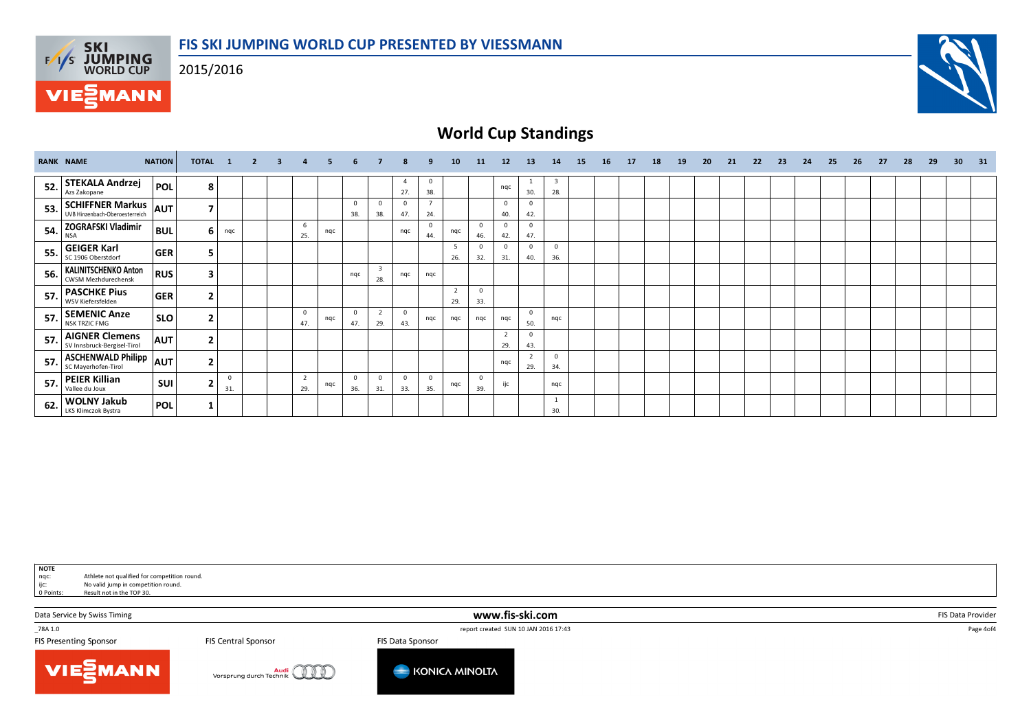# FIS SKI JUMPING WORLD CUP PRESENTED BY VIESSMANN

2015/2016

## World Cup Standings

| RANK | NAME | NATION | TOTAL | 1 | 2 | 3 | 4 | 5 | 6 | 7 | 8 | 9 | 10 | 11 | 12 | 13 | 14 | 15 | 16 | 17 | 18 | 19 | 20 | 21 | 22 | 23 | 24 | 25 | 26 | 27 | 28 | 29 | 30 | 31 |
|---|---|---|---|---|---|---|---|---|---|---|---|---|---|---|---|---|---|---|---|---|---|---|---|---|---|---|---|---|---|---|---|---|---|---|
| 52. | **STEKALA Andrzej** Azs Zakopane | POL | 8 | | | | | | | | 4 27. | 0 38. | | | nqc | 1 30. | 3 28. | | | | | | | | | | | | | | | | | |
| 53. | **SCHIFFNER Markus** UVB Hinzenbach-Oberoesterreich | AUT | 7 | | | | | | 0 38. | 0 38. | 0 47. | 7 24. | | | 0 40. | 0 42. | | | | | | | | | | | | | | | | | | |
| 54. | **ZOGRAFSKI Vladimir** NSA | BUL | 6 | nqc | | | 6 25. | nqc | | | nqc | 0 44. | nqc | 0 46. | 0 42. | 0 47. | | | | | | | | | | | | | | | | | | |
| 55. | **GEIGER Karl** SC 1906 Oberstdorf | GER | 5 | | | | | | | | | | 5 26. | 0 32. | 0 31. | 0 40. | 0 36. | | | | | | | | | | | | | | | | | |
| 56. | **KALINITSCHENKO Anton** CWSM Mezhdurechensk | RUS | 3 | | | | | | nqc | 3 28. | nqc | nqc | | | | | | | | | | | | | | | | | | | | | | |
| 57. | **PASCHKE Pius** WSV Kiefersfelden | GER | 2 | | | | | | | | | | 2 29. | 0 33. | | | | | | | | | | | | | | | | | | | | |
| 57. | **SEMENIC Anze** NSK TRZIC FMG | SLO | 2 | | | | 0 47. | nqc | 0 47. | 2 29. | 0 43. | nqc | nqc | nqc | nqc | 0 50. | nqc | | | | | | | | | | | | | | | | | |
| 57. | **AIGNER Clemens** SV Innsbruck-Bergisel-Tirol | AUT | 2 | | | | | | | | | | | | 2 29. | 0 43. | | | | | | | | | | | | | | | | | | |
| 57. | **ASCHENWALD Philipp** SC Mayerhofen-Tirol | AUT | 2 | | | | | | | | | | | | nqc | 2 29. | 0 34. | | | | | | | | | | | | | | | | | |
| 57. | **PEIER Killian** Vallee du Joux | SUI | 2 | 0 31. | | | 2 29. | nqc | 0 36. | 0 31. | 0 33. | 0 35. | nqc | 0 39. | ijc | | nqc | | | | | | | | | | | | | | | | | |
| 62. | **WOLNY Jakub** LKS Klimczok Bystra | POL | 1 | | | | | | | | | | | | | | 1 30. | | | | | | | | | | | | | | | | | |

**NOTE**
nqc: Athlete not qualified for competition round.
ijc: No valid jump in competition round.
0 Points: Result not in the TOP 30.

Data Service by Swiss Timing — www.fis-ski.com — FIS Data Provider

_78A 1.0 — report created SUN 10 JAN 2016 17:43

FIS Presenting Sponsor — FIS Central Sponsor — FIS Data Sponsor